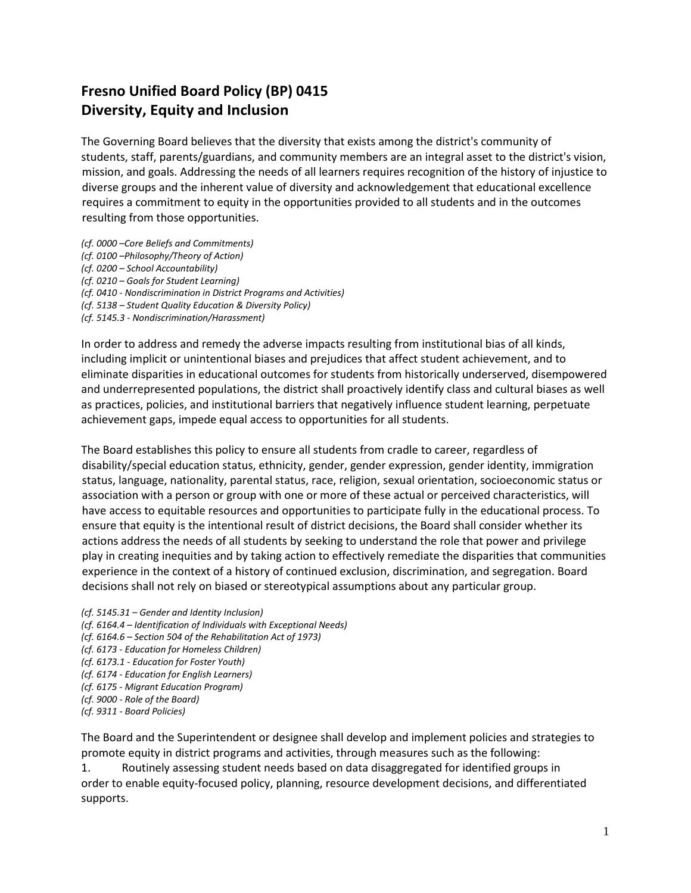## Fresno Unified Board Policy (BP) 0415
## Diversity, Equity and Inclusion

The Governing Board believes that the diversity that exists among the district's community of students, staff, parents/guardians, and community members are an integral asset to the district's vision, mission, and goals. Addressing the needs of all learners requires recognition of the history of injustice to diverse groups and the inherent value of diversity and acknowledgement that educational excellence requires a commitment to equity in the opportunities provided to all students and in the outcomes resulting from those opportunities.

*(cf. 0000 –Core Beliefs and Commitments)*
*(cf. 0100 –Philosophy/Theory of Action)*
*(cf. 0200 – School Accountability)*
*(cf. 0210 – Goals for Student Learning)*
*(cf. 0410 - Nondiscrimination in District Programs and Activities)*
*(cf. 5138 – Student Quality Education & Diversity Policy)*
*(cf. 5145.3 - Nondiscrimination/Harassment)*

In order to address and remedy the adverse impacts resulting from institutional bias of all kinds, including implicit or unintentional biases and prejudices that affect student achievement, and to eliminate disparities in educational outcomes for students from historically underserved, disempowered and underrepresented populations, the district shall proactively identify class and cultural biases as well as practices, policies, and institutional barriers that negatively influence student learning, perpetuate achievement gaps, impede equal access to opportunities for all students.

The Board establishes this policy to ensure all students from cradle to career, regardless of disability/special education status, ethnicity, gender, gender expression, gender identity, immigration status, language, nationality, parental status, race, religion, sexual orientation, socioeconomic status or association with a person or group with one or more of these actual or perceived characteristics, will have access to equitable resources and opportunities to participate fully in the educational process. To ensure that equity is the intentional result of district decisions, the Board shall consider whether its actions address the needs of all students by seeking to understand the role that power and privilege play in creating inequities and by taking action to effectively remediate the disparities that communities experience in the context of a history of continued exclusion, discrimination, and segregation. Board decisions shall not rely on biased or stereotypical assumptions about any particular group.

*(cf. 5145.31 – Gender and Identity Inclusion)*
*(cf. 6164.4 – Identification of Individuals with Exceptional Needs)*
*(cf. 6164.6 – Section 504 of the Rehabilitation Act of 1973)*
*(cf. 6173 - Education for Homeless Children)*
*(cf. 6173.1 - Education for Foster Youth)*
*(cf. 6174 - Education for English Learners)*
*(cf. 6175 - Migrant Education Program)*
*(cf. 9000 - Role of the Board)*
*(cf. 9311 - Board Policies)*

The Board and the Superintendent or designee shall develop and implement policies and strategies to promote equity in district programs and activities, through measures such as the following:

1. Routinely assessing student needs based on data disaggregated for identified groups in order to enable equity-focused policy, planning, resource development decisions, and differentiated supports.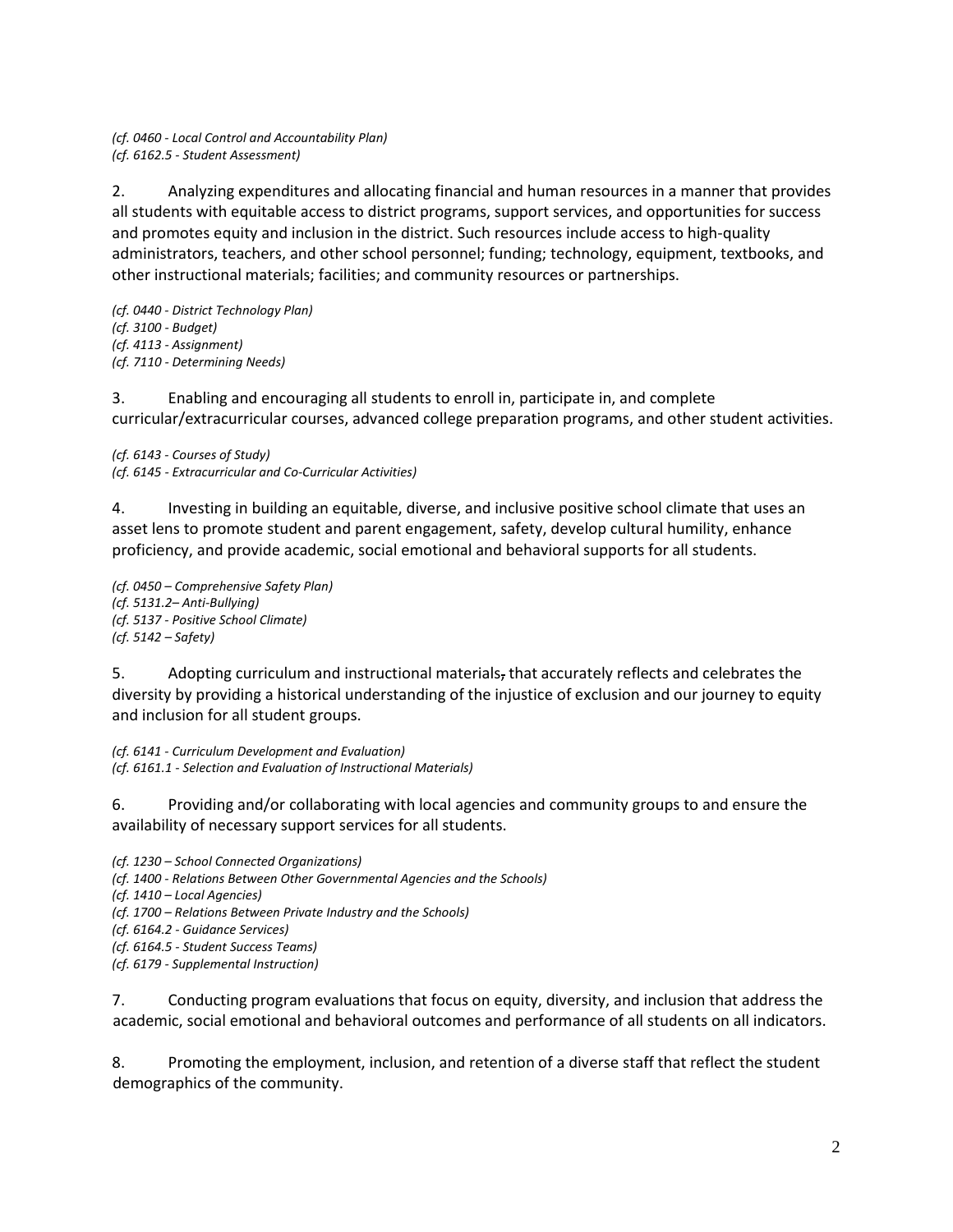*(cf. 0460 - Local Control and Accountability Plan)*
*(cf. 6162.5 - Student Assessment)*

2. Analyzing expenditures and allocating financial and human resources in a manner that provides all students with equitable access to district programs, support services, and opportunities for success and promotes equity and inclusion in the district. Such resources include access to high-quality administrators, teachers, and other school personnel; funding; technology, equipment, textbooks, and other instructional materials; facilities; and community resources or partnerships.

*(cf. 0440 - District Technology Plan)*
*(cf. 3100 - Budget)*
*(cf. 4113 - Assignment)*
*(cf. 7110 - Determining Needs)*

3. Enabling and encouraging all students to enroll in, participate in, and complete curricular/extracurricular courses, advanced college preparation programs, and other student activities.

*(cf. 6143 - Courses of Study)*
*(cf. 6145 - Extracurricular and Co-Curricular Activities)*

4. Investing in building an equitable, diverse, and inclusive positive school climate that uses an asset lens to promote student and parent engagement, safety, develop cultural humility, enhance proficiency, and provide academic, social emotional and behavioral supports for all students.

*(cf. 0450 – Comprehensive Safety Plan)*
*(cf. 5131.2– Anti-Bullying)*
*(cf. 5137 - Positive School Climate)*
*(cf. 5142 – Safety)*

5. Adopting curriculum and instructional materials~~,~~ that accurately reflects and celebrates the diversity by providing a historical understanding of the injustice of exclusion and our journey to equity and inclusion for all student groups.

*(cf. 6141 - Curriculum Development and Evaluation)*
*(cf. 6161.1 - Selection and Evaluation of Instructional Materials)*

6. Providing and/or collaborating with local agencies and community groups to and ensure the availability of necessary support services for all students.

*(cf. 1230 – School Connected Organizations)*
*(cf. 1400 - Relations Between Other Governmental Agencies and the Schools)*
*(cf. 1410 – Local Agencies)*
*(cf. 1700 – Relations Between Private Industry and the Schools)*
*(cf. 6164.2 - Guidance Services)*
*(cf. 6164.5 - Student Success Teams)*
*(cf. 6179 - Supplemental Instruction)*

7. Conducting program evaluations that focus on equity, diversity, and inclusion that address the academic, social emotional and behavioral outcomes and performance of all students on all indicators.

8. Promoting the employment, inclusion, and retention of a diverse staff that reflect the student demographics of the community.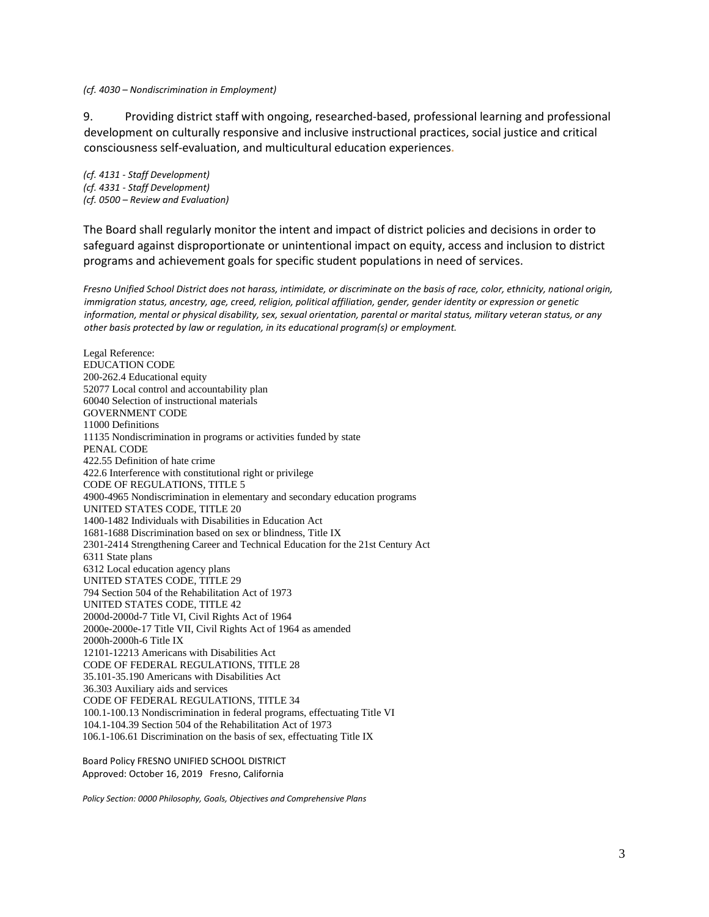*(cf. 4030 – Nondiscrimination in Employment)*

9. Providing district staff with ongoing, researched-based, professional learning and professional development on culturally responsive and inclusive instructional practices, social justice and critical consciousness self-evaluation, and multicultural education experiences.

*(cf. 4131 - Staff Development)*
*(cf. 4331 - Staff Development)*
*(cf. 0500 – Review and Evaluation)*

The Board shall regularly monitor the intent and impact of district policies and decisions in order to safeguard against disproportionate or unintentional impact on equity, access and inclusion to district programs and achievement goals for specific student populations in need of services.

*Fresno Unified School District does not harass, intimidate, or discriminate on the basis of race, color, ethnicity, national origin, immigration status, ancestry, age, creed, religion, political affiliation, gender, gender identity or expression or genetic information, mental or physical disability, sex, sexual orientation, parental or marital status, military veteran status, or any other basis protected by law or regulation, in its educational program(s) or employment.*

Legal Reference:
EDUCATION CODE
200-262.4 Educational equity
52077 Local control and accountability plan
60040 Selection of instructional materials
GOVERNMENT CODE
11000 Definitions
11135 Nondiscrimination in programs or activities funded by state
PENAL CODE
422.55 Definition of hate crime
422.6 Interference with constitutional right or privilege
CODE OF REGULATIONS, TITLE 5
4900-4965 Nondiscrimination in elementary and secondary education programs
UNITED STATES CODE, TITLE 20
1400-1482 Individuals with Disabilities in Education Act
1681-1688 Discrimination based on sex or blindness, Title IX
2301-2414 Strengthening Career and Technical Education for the 21st Century Act
6311 State plans
6312 Local education agency plans
UNITED STATES CODE, TITLE 29
794 Section 504 of the Rehabilitation Act of 1973
UNITED STATES CODE, TITLE 42
2000d-2000d-7 Title VI, Civil Rights Act of 1964
2000e-2000e-17 Title VII, Civil Rights Act of 1964 as amended
2000h-2000h-6 Title IX
12101-12213 Americans with Disabilities Act
CODE OF FEDERAL REGULATIONS, TITLE 28
35.101-35.190 Americans with Disabilities Act
36.303 Auxiliary aids and services
CODE OF FEDERAL REGULATIONS, TITLE 34
100.1-100.13 Nondiscrimination in federal programs, effectuating Title VI
104.1-104.39 Section 504 of the Rehabilitation Act of 1973
106.1-106.61 Discrimination on the basis of sex, effectuating Title IX

Board Policy FRESNO UNIFIED SCHOOL DISTRICT
Approved: October 16, 2019 Fresno, California

*Policy Section: 0000 Philosophy, Goals, Objectives and Comprehensive Plans*